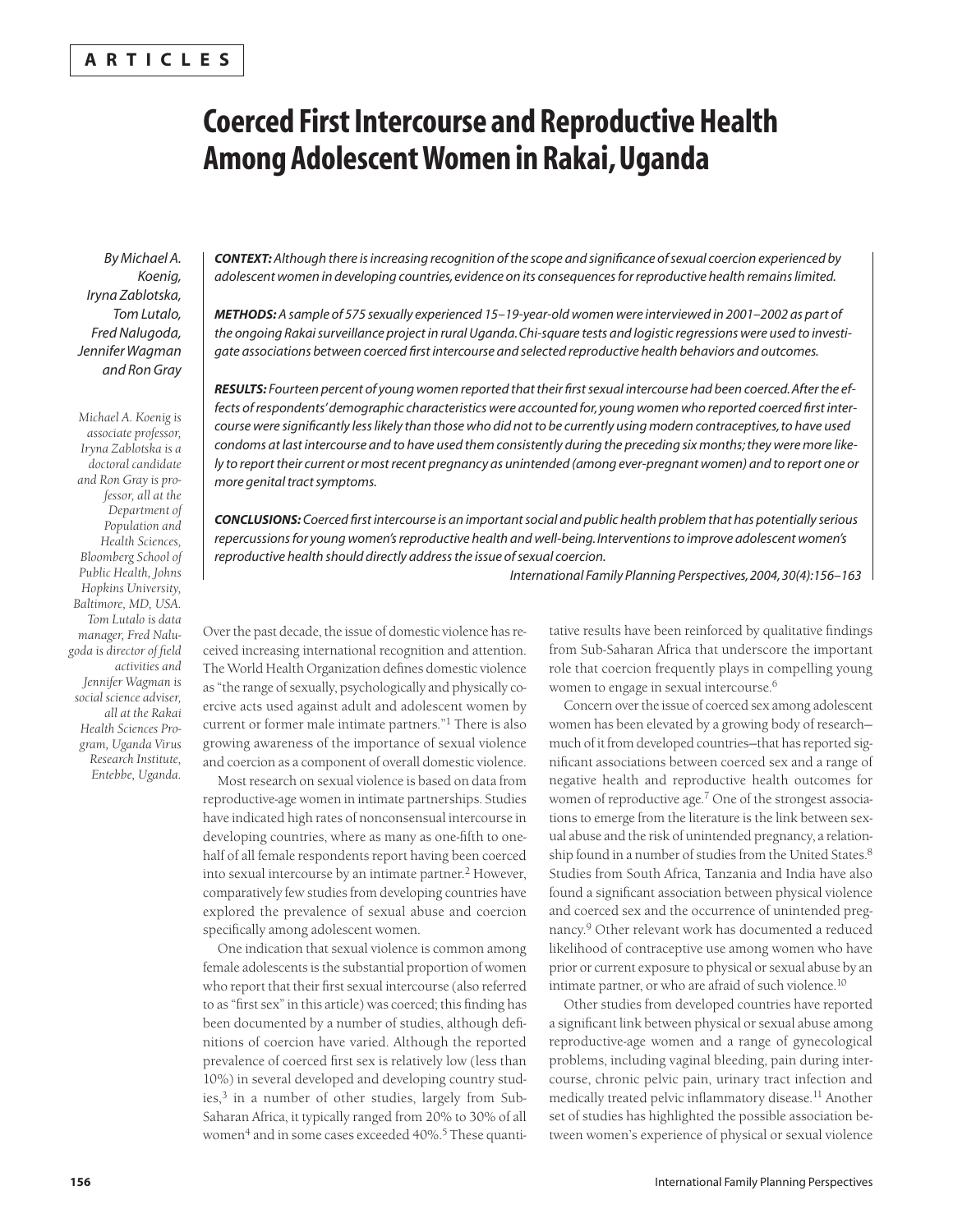ARTICLES

# Coerced First Intercourse and Reproductive Health Among Adolescent Women in Rakai, Uganda

*By Michael A. Koenig, Iryna Zablotska, Tom Lutalo, Fred Nalugoda, Jennifer Wagman and Ron Gray*

*Michael A. Koenig is associate professor, Iryna Zablotska is a doctoral candidate and Ron Gray is professor, all at the Department of Population and Health Sciences, Bloomberg School of Public Health, Johns Hopkins University, Baltimore, MD, USA. Tom Lutalo is data manager, Fred Nalugoda is director of field activities and Jennifer Wagman is social science adviser, all at the Rakai Health Sciences Program, Uganda Virus Research Institute, Entebbe, Uganda.*

***CONTEXT:*** *Although there is increasing recognition of the scope and significance of sexual coercion experienced by adolescent women in developing countries, evidence on its consequences for reproductive health remains limited.*

***METHODS:*** *A sample of 575 sexually experienced 15–19-year-old women were interviewed in 2001–2002 as part of the ongoing Rakai surveillance project in rural Uganda. Chi-square tests and logistic regressions were used to investigate associations between coerced first intercourse and selected reproductive health behaviors and outcomes.*

***RESULTS:*** *Fourteen percent of young women reported that their first sexual intercourse had been coerced. After the effects of respondents' demographic characteristics were accounted for, young women who reported coerced first intercourse were significantly less likely than those who did not to be currently using modern contraceptives, to have used condoms at last intercourse and to have used them consistently during the preceding six months; they were more likely to report their current or most recent pregnancy as unintended (among ever-pregnant women) and to report one or more genital tract symptoms.*

***CONCLUSIONS:*** *Coerced first intercourse is an important social and public health problem that has potentially serious repercussions for young women's reproductive health and well-being. Interventions to improve adolescent women's reproductive health should directly address the issue of sexual coercion.*

*International Family Planning Perspectives, 2004, 30(4):156–163*

Over the past decade, the issue of domestic violence has received increasing international recognition and attention. The World Health Organization defines domestic violence as "the range of sexually, psychologically and physically coercive acts used against adult and adolescent women by current or former male intimate partners."[1] There is also growing awareness of the importance of sexual violence and coercion as a component of overall domestic violence.

Most research on sexual violence is based on data from reproductive-age women in intimate partnerships. Studies have indicated high rates of nonconsensual intercourse in developing countries, where as many as one-fifth to one-half of all female respondents report having been coerced into sexual intercourse by an intimate partner.[2] However, comparatively few studies from developing countries have explored the prevalence of sexual abuse and coercion specifically among adolescent women.

One indication that sexual violence is common among female adolescents is the substantial proportion of women who report that their first sexual intercourse (also referred to as "first sex" in this article) was coerced; this finding has been documented by a number of studies, although definitions of coercion have varied. Although the reported prevalence of coerced first sex is relatively low (less than 10%) in several developed and developing country studies,[3] in a number of other studies, largely from Sub-Saharan Africa, it typically ranged from 20% to 30% of all women[4] and in some cases exceeded 40%.[5] These quantitative results have been reinforced by qualitative findings from Sub-Saharan Africa that underscore the important role that coercion frequently plays in compelling young women to engage in sexual intercourse.[6]

Concern over the issue of coerced sex among adolescent women has been elevated by a growing body of research—much of it from developed countries—that has reported significant associations between coerced sex and a range of negative health and reproductive health outcomes for women of reproductive age.[7] One of the strongest associations to emerge from the literature is the link between sexual abuse and the risk of unintended pregnancy, a relationship found in a number of studies from the United States.[8] Studies from South Africa, Tanzania and India have also found a significant association between physical violence and coerced sex and the occurrence of unintended pregnancy.[9] Other relevant work has documented a reduced likelihood of contraceptive use among women who have prior or current exposure to physical or sexual abuse by an intimate partner, or who are afraid of such violence.[10]

Other studies from developed countries have reported a significant link between physical or sexual abuse among reproductive-age women and a range of gynecological problems, including vaginal bleeding, pain during intercourse, chronic pelvic pain, urinary tract infection and medically treated pelvic inflammatory disease.[11] Another set of studies has highlighted the possible association between women's experience of physical or sexual violence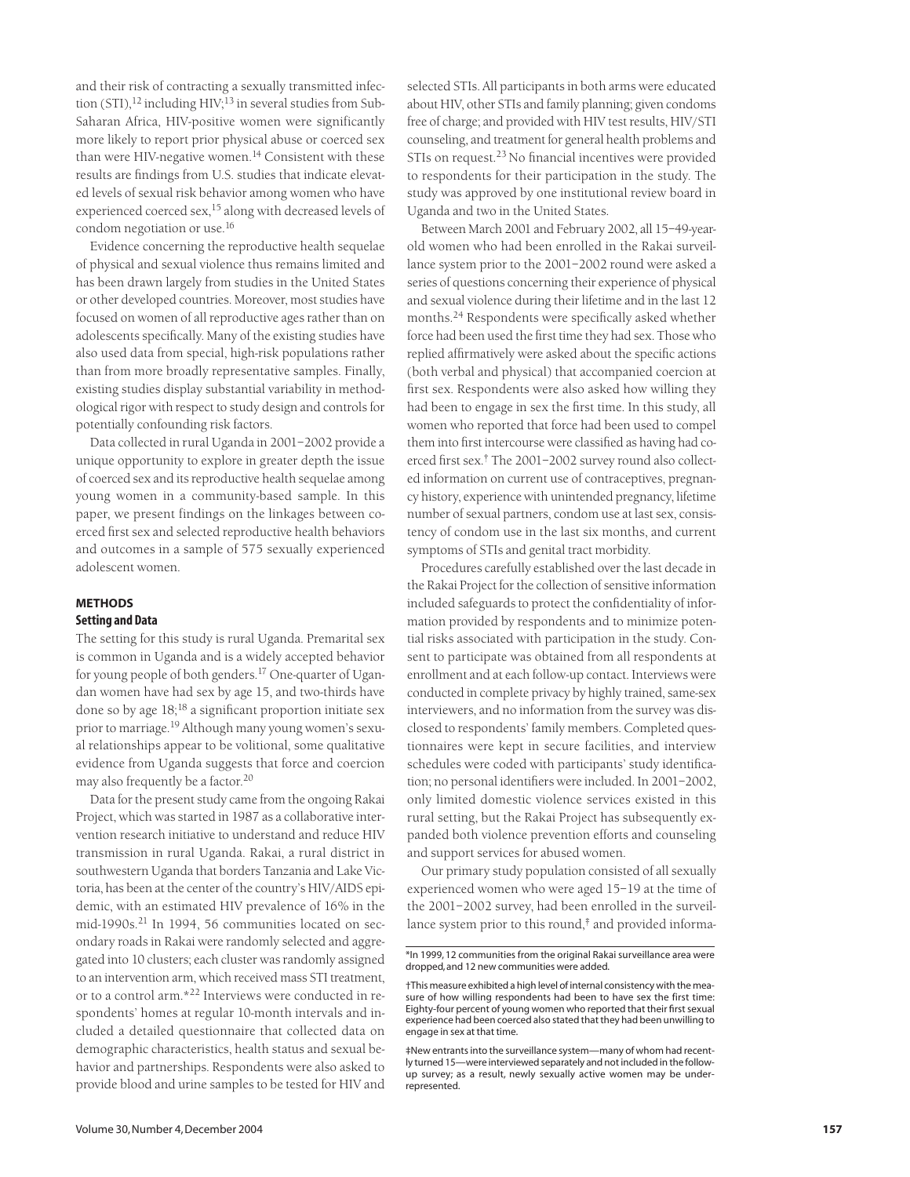and their risk of contracting a sexually transmitted infection (STI),[12] including HIV;[13] in several studies from Sub-Saharan Africa, HIV-positive women were significantly more likely to report prior physical abuse or coerced sex than were HIV-negative women.[14] Consistent with these results are findings from U.S. studies that indicate elevated levels of sexual risk behavior among women who have experienced coerced sex,[15] along with decreased levels of condom negotiation or use.[16]

Evidence concerning the reproductive health sequelae of physical and sexual violence thus remains limited and has been drawn largely from studies in the United States or other developed countries. Moreover, most studies have focused on women of all reproductive ages rather than on adolescents specifically. Many of the existing studies have also used data from special, high-risk populations rather than from more broadly representative samples. Finally, existing studies display substantial variability in methodological rigor with respect to study design and controls for potentially confounding risk factors.

Data collected in rural Uganda in 2001–2002 provide a unique opportunity to explore in greater depth the issue of coerced sex and its reproductive health sequelae among young women in a community-based sample. In this paper, we present findings on the linkages between coerced first sex and selected reproductive health behaviors and outcomes in a sample of 575 sexually experienced adolescent women.

## METHODS

### Setting and Data

The setting for this study is rural Uganda. Premarital sex is common in Uganda and is a widely accepted behavior for young people of both genders.[17] One-quarter of Ugandan women have had sex by age 15, and two-thirds have done so by age 18;[18] a significant proportion initiate sex prior to marriage.[19] Although many young women's sexual relationships appear to be volitional, some qualitative evidence from Uganda suggests that force and coercion may also frequently be a factor.[20]

Data for the present study came from the ongoing Rakai Project, which was started in 1987 as a collaborative intervention research initiative to understand and reduce HIV transmission in rural Uganda. Rakai, a rural district in southwestern Uganda that borders Tanzania and Lake Victoria, has been at the center of the country's HIV/AIDS epidemic, with an estimated HIV prevalence of 16% in the mid-1990s.[21] In 1994, 56 communities located on secondary roads in Rakai were randomly selected and aggregated into 10 clusters; each cluster was randomly assigned to an intervention arm, which received mass STI treatment, or to a control arm.*[22] Interviews were conducted in respondents' homes at regular 10-month intervals and included a detailed questionnaire that collected data on demographic characteristics, health status and sexual behavior and partnerships. Respondents were also asked to provide blood and urine samples to be tested for HIV and selected STIs. All participants in both arms were educated about HIV, other STIs and family planning; given condoms free of charge; and provided with HIV test results, HIV/STI counseling, and treatment for general health problems and STIs on request.[23] No financial incentives were provided to respondents for their participation in the study. The study was approved by one institutional review board in Uganda and two in the United States.

Between March 2001 and February 2002, all 15–49-year-old women who had been enrolled in the Rakai surveillance system prior to the 2001–2002 round were asked a series of questions concerning their experience of physical and sexual violence during their lifetime and in the last 12 months.[24] Respondents were specifically asked whether force had been used the first time they had sex. Those who replied affirmatively were asked about the specific actions (both verbal and physical) that accompanied coercion at first sex. Respondents were also asked how willing they had been to engage in sex the first time. In this study, all women who reported that force had been used to compel them into first intercourse were classified as having had coerced first sex.† The 2001–2002 survey round also collected information on current use of contraceptives, pregnancy history, experience with unintended pregnancy, lifetime number of sexual partners, condom use at last sex, consistency of condom use in the last six months, and current symptoms of STIs and genital tract morbidity.

Procedures carefully established over the last decade in the Rakai Project for the collection of sensitive information included safeguards to protect the confidentiality of information provided by respondents and to minimize potential risks associated with participation in the study. Consent to participate was obtained from all respondents at enrollment and at each follow-up contact. Interviews were conducted in complete privacy by highly trained, same-sex interviewers, and no information from the survey was disclosed to respondents' family members. Completed questionnaires were kept in secure facilities, and interview schedules were coded with participants' study identification; no personal identifiers were included. In 2001–2002, only limited domestic violence services existed in this rural setting, but the Rakai Project has subsequently expanded both violence prevention efforts and counseling and support services for abused women.

Our primary study population consisted of all sexually experienced women who were aged 15–19 at the time of the 2001–2002 survey, had been enrolled in the surveillance system prior to this round,‡ and provided informa-

---

*In 1999, 12 communities from the original Rakai surveillance area were dropped, and 12 new communities were added.

†This measure exhibited a high level of internal consistency with the measure of how willing respondents had been to have sex the first time: Eighty-four percent of young women who reported that their first sexual experience had been coerced also stated that they had been unwilling to engage in sex at that time.

‡New entrants into the surveillance system—many of whom had recently turned 15—were interviewed separately and not included in the follow-up survey; as a result, newly sexually active women may be underrepresented.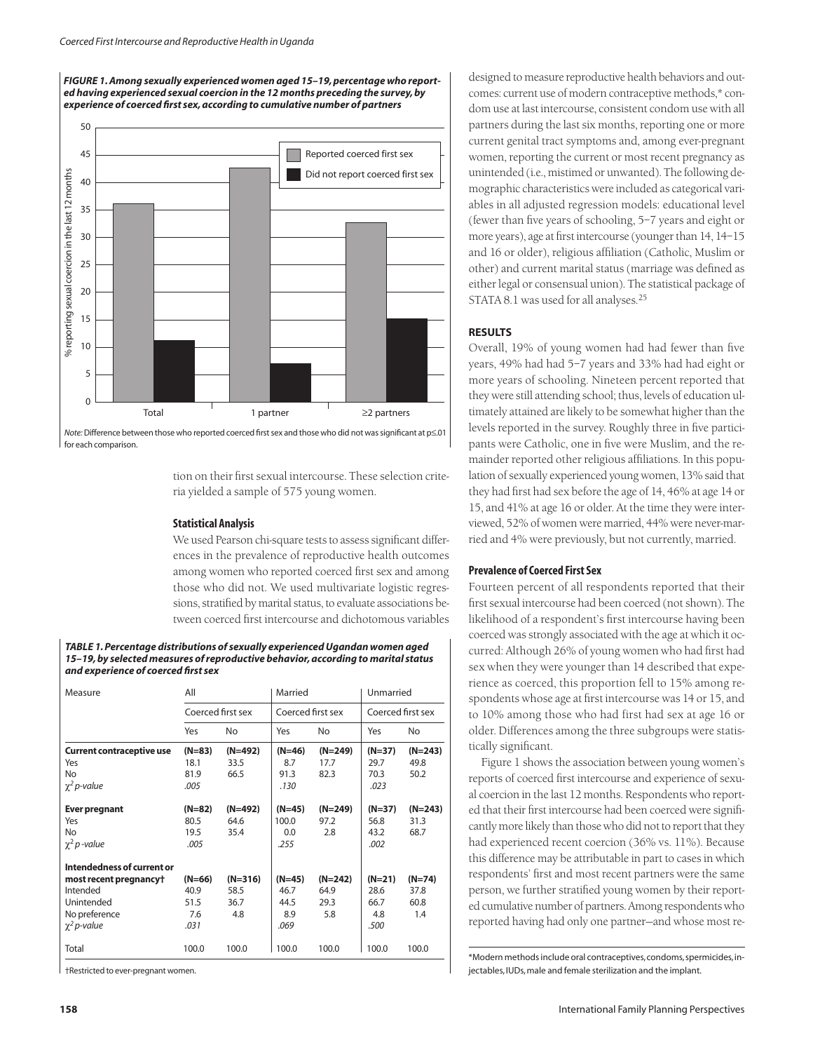***FIGURE 1. Among sexually experienced women aged 15–19, percentage who reported having experienced sexual coercion in the 12 months preceding the survey, by experience of coerced first sex, according to cumulative number of partners***

*Note:* Difference between those who reported coerced first sex and those who did not was significant at p≤.01 for each comparison.

tion on their first sexual intercourse. These selection criteria yielded a sample of 575 young women.

### Statistical Analysis

We used Pearson chi-square tests to assess significant differences in the prevalence of reproductive health outcomes among women who reported coerced first sex and among those who did not. We used multivariate logistic regressions, stratified by marital status, to evaluate associations between coerced first intercourse and dichotomous variables designed to measure reproductive health behaviors and outcomes: current use of modern contraceptive methods,* condom use at last intercourse, consistent condom use with all partners during the last six months, reporting one or more current genital tract symptoms and, among ever-pregnant women, reporting the current or most recent pregnancy as unintended (i.e., mistimed or unwanted). The following demographic characteristics were included as categorical variables in all adjusted regression models: educational level (fewer than five years of schooling, 5–7 years and eight or more years), age at first intercourse (younger than 14, 14–15 and 16 or older), religious affiliation (Catholic, Muslim or other) and current marital status (marriage was defined as either legal or consensual union). The statistical package of STATA 8.1 was used for all analyses.[25]

***TABLE 1. Percentage distributions of sexually experienced Ugandan women aged 15–19, by selected measures of reproductive behavior, according to marital status and experience of coerced first sex***

| Measure | All | | Married | | Unmarried | |
|---|---|---|---|---|---|---|
| | Coerced first sex | | Coerced first sex | | Coerced first sex | |
| | Yes | No | Yes | No | Yes | No |
| **Current contraceptive use** | **(N=83)** | **(N=492)** | **(N=46)** | **(N=249)** | **(N=37)** | **(N=243)** |
| Yes | 18.1 | 33.5 | 8.7 | 17.7 | 29.7 | 49.8 |
| No | 81.9 | 66.5 | 91.3 | 82.3 | 70.3 | 50.2 |
| *$\chi^2$ p-value* | *.005* | | *.130* | | *.023* | |
| **Ever pregnant** | **(N=82)** | **(N=492)** | **(N=45)** | **(N=249)** | **(N=37)** | **(N=243)** |
| Yes | 80.5 | 64.6 | 100.0 | 97.2 | 56.8 | 31.3 |
| No | 19.5 | 35.4 | 0.0 | 2.8 | 43.2 | 68.7 |
| *$\chi^2$ p-value* | *.005* | | *.255* | | *.002* | |
| **Intendedness of current or most recent pregnancy†** | **(N=66)** | **(N=316)** | **(N=45)** | **(N=242)** | **(N=21)** | **(N=74)** |
| Intended | 40.9 | 58.5 | 46.7 | 64.9 | 28.6 | 37.8 |
| Unintended | 51.5 | 36.7 | 44.5 | 29.3 | 66.7 | 60.8 |
| No preference | 7.6 | 4.8 | 8.9 | 5.8 | 4.8 | 1.4 |
| *$\chi^2$ p-value* | *.031* | | *.069* | | *.500* | |
| Total | 100.0 | 100.0 | 100.0 | 100.0 | 100.0 | 100.0 |

†Restricted to ever-pregnant women.

## RESULTS

Overall, 19% of young women had had fewer than five years, 49% had had 5–7 years and 33% had had eight or more years of schooling. Nineteen percent reported that they were still attending school; thus, levels of education ultimately attained are likely to be somewhat higher than the levels reported in the survey. Roughly three in five participants were Catholic, one in five were Muslim, and the remainder reported other religious affiliations. In this population of sexually experienced young women, 13% said that they had first had sex before the age of 14, 46% at age 14 or 15, and 41% at age 16 or older. At the time they were interviewed, 52% of women were married, 44% were never-married and 4% were previously, but not currently, married.

### Prevalence of Coerced First Sex

Fourteen percent of all respondents reported that their first sexual intercourse had been coerced (not shown). The likelihood of a respondent's first intercourse having been coerced was strongly associated with the age at which it occurred: Although 26% of young women who had first had sex when they were younger than 14 described that experience as coerced, this proportion fell to 15% among respondents whose age at first intercourse was 14 or 15, and to 10% among those who had first had sex at age 16 or older. Differences among the three subgroups were statistically significant.

Figure 1 shows the association between young women's reports of coerced first intercourse and experience of sexual coercion in the last 12 months. Respondents who reported that their first intercourse had been coerced were significantly more likely than those who did not to report that they had experienced recent coercion (36% vs. 11%). Because this difference may be attributable in part to cases in which respondents' first and most recent partners were the same person, we further stratified young women by their reported cumulative number of partners. Among respondents who reported having had only one partner—and whose most re-

*Modern methods include oral contraceptives, condoms, spermicides, injectables, IUDs, male and female sterilization and the implant.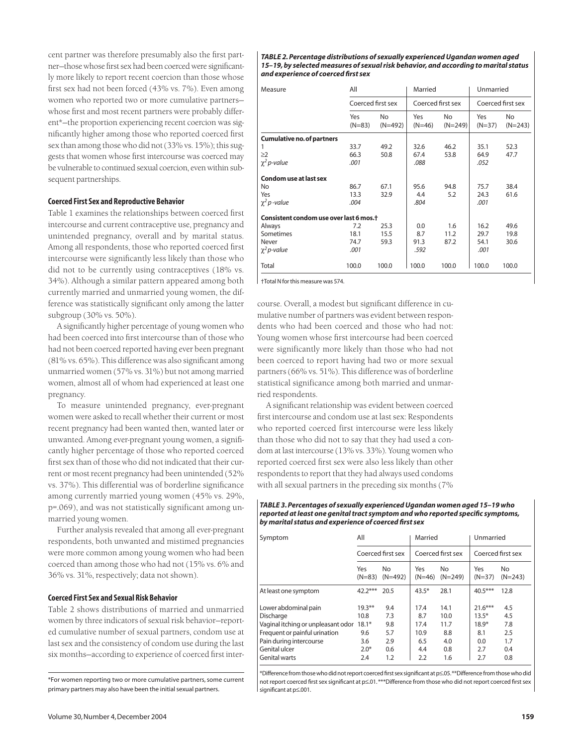cent partner was therefore presumably also the first partner—those whose first sex had been coerced were significantly more likely to report recent coercion than those whose first sex had not been forced (43% vs. 7%). Even among women who reported two or more cumulative partners—whose first and most recent partners were probably different*—the proportion experiencing recent coercion was significantly higher among those who reported coerced first sex than among those who did not (33% vs. 15%); this suggests that women whose first intercourse was coerced may be vulnerable to continued sexual coercion, even within subsequent partnerships.

### Coerced First Sex and Reproductive Behavior

Table 1 examines the relationships between coerced first intercourse and current contraceptive use, pregnancy and unintended pregnancy, overall and by marital status. Among all respondents, those who reported coerced first intercourse were significantly less likely than those who did not to be currently using contraceptives (18% vs. 34%). Although a similar pattern appeared among both currently married and unmarried young women, the difference was statistically significant only among the latter subgroup (30% vs. 50%).

A significantly higher percentage of young women who had been coerced into first intercourse than of those who had not been coerced reported having ever been pregnant (81% vs. 65%). This difference was also significant among unmarried women (57% vs. 31%) but not among married women, almost all of whom had experienced at least one pregnancy.

To measure unintended pregnancy, ever-pregnant women were asked to recall whether their current or most recent pregnancy had been wanted then, wanted later or unwanted. Among ever-pregnant young women, a significantly higher percentage of those who reported coerced first sex than of those who did not indicated that their current or most recent pregnancy had been unintended (52% vs. 37%). This differential was of borderline significance among currently married young women (45% vs. 29%, p=.069), and was not statistically significant among unmarried young women.

Further analysis revealed that among all ever-pregnant respondents, both unwanted and mistimed pregnancies were more common among young women who had been coerced than among those who had not (15% vs. 6% and 36% vs. 31%, respectively; data not shown).

### Coerced First Sex and Sexual Risk Behavior

Table 2 shows distributions of married and unmarried women by three indicators of sexual risk behavior—reported cumulative number of sexual partners, condom use at last sex and the consistency of condom use during the last six months—according to experience of coerced first intercourse. Overall, a modest but significant difference in cumulative number of partners was evident between respondents who had been coerced and those who had not: Young women whose first intercourse had been coerced were significantly more likely than those who had not been coerced to report having had two or more sexual partners (66% vs. 51%). This difference was of borderline statistical significance among both married and unmarried respondents.

A significant relationship was evident between coerced first intercourse and condom use at last sex: Respondents who reported coerced first intercourse were less likely than those who did not to say that they had used a condom at last intercourse (13% vs. 33%). Young women who reported coerced first sex were also less likely than other respondents to report that they had always used condoms with all sexual partners in the preceding six months (7%

*For women reporting two or more cumulative partners, some current primary partners may also have been the initial sexual partners.

***TABLE 2. Percentage distributions of sexually experienced Ugandan women aged 15–19, by selected measures of sexual risk behavior, and according to marital status and experience of coerced first sex***

| Measure | All | | Married | | Unmarried | |
|---|---|---|---|---|---|---|
| | Coerced first sex | | Coerced first sex | | Coerced first sex | |
| | Yes (N=83) | No (N=492) | Yes (N=46) | No (N=249) | Yes (N=37) | No (N=243) |
| **Cumulative no. of partners** | | | | | | |
| 1 | 33.7 | 49.2 | 32.6 | 46.2 | 35.1 | 52.3 |
| ≥2 | 66.3 | 50.8 | 67.4 | 53.8 | 64.9 | 47.7 |
| *$\chi^2$ p-value* | *.001* | | *.088* | | *.052* | |
| **Condom use at last sex** | | | | | | |
| No | 86.7 | 67.1 | 95.6 | 94.8 | 75.7 | 38.4 |
| Yes | 13.3 | 32.9 | 4.4 | 5.2 | 24.3 | 61.6 |
| *$\chi^2$ p-value* | *.004* | | *.804* | | *.001* | |
| **Consistent condom use over last 6 mos.†** | | | | | | |
| Always | 7.2 | 25.3 | 0.0 | 1.6 | 16.2 | 49.6 |
| Sometimes | 18.1 | 15.5 | 8.7 | 11.2 | 29.7 | 19.8 |
| Never | 74.7 | 59.3 | 91.3 | 87.2 | 54.1 | 30.6 |
| *$\chi^2$ p-value* | *.001* | | *.592* | | *.001* | |
| Total | 100.0 | 100.0 | 100.0 | 100.0 | 100.0 | 100.0 |

†Total N for this measure was 574.

***TABLE 3. Percentages of sexually experienced Ugandan women aged 15–19 who reported at least one genital tract symptom and who reported specific symptoms, by marital status and experience of coerced first sex***

| Symptom | All | | Married | | Unmarried | |
|---|---|---|---|---|---|---|
| | Coerced first sex | | Coerced first sex | | Coerced first sex | |
| | Yes (N=83) | No (N=492) | Yes (N=46) | No (N=249) | Yes (N=37) | No (N=243) |
| At least one symptom | 42.2*** | 20.5 | 43.5* | 28.1 | 40.5*** | 12.8 |
| Lower abdominal pain | 19.3** | 9.4 | 17.4 | 14.1 | 21.6*** | 4.5 |
| Discharge | 10.8 | 7.3 | 8.7 | 10.0 | 13.5* | 4.5 |
| Vaginal itching or unpleasant odor | 18.1* | 9.8 | 17.4 | 11.7 | 18.9* | 7.8 |
| Frequent or painful urination | 9.6 | 5.7 | 10.9 | 8.8 | 8.1 | 2.5 |
| Pain during intercourse | 3.6 | 2.9 | 6.5 | 4.0 | 0.0 | 1.7 |
| Genital ulcer | 2.0* | 0.6 | 4.4 | 0.8 | 2.7 | 0.4 |
| Genital warts | 2.4 | 1.2 | 2.2 | 1.6 | 2.7 | 0.8 |

*Difference from those who did not report coerced first sex significant at p≤.05. **Difference from those who did not report coerced first sex significant at p≤.01. ***Difference from those who did not report coerced first sex significant at p≤.001.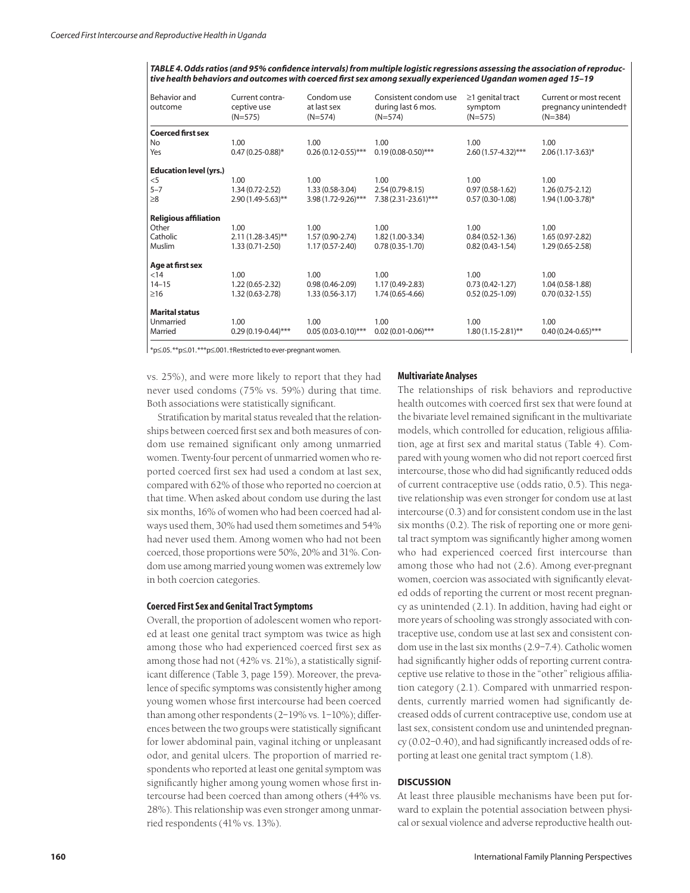**TABLE 4. Odds ratios (and 95% confidence intervals) from multiple logistic regressions assessing the association of reproductive health behaviors and outcomes with coerced first sex among sexually experienced Ugandan women aged 15–19**

| Behavior and outcome | Current contraceptive use (N=575) | Condom use at last sex (N=574) | Consistent condom use during last 6 mos. (N=574) | ≥1 genital tract symptom (N=575) | Current or most recent pregnancy unintended† (N=384) |
|---|---|---|---|---|---|
| **Coerced first sex** | | | | | |
| No | 1.00 | 1.00 | 1.00 | 1.00 | 1.00 |
| Yes | 0.47 (0.25-0.88)* | 0.26 (0.12-0.55)*** | 0.19 (0.08-0.50)*** | 2.60 (1.57-4.32)*** | 2.06 (1.17-3.63)* |
| **Education level (yrs.)** | | | | | |
| <5 | 1.00 | 1.00 | 1.00 | 1.00 | 1.00 |
| 5–7 | 1.34 (0.72-2.52) | 1.33 (0.58-3.04) | 2.54 (0.79-8.15) | 0.97 (0.58-1.62) | 1.26 (0.75-2.12) |
| ≥8 | 2.90 (1.49-5.63)** | 3.98 (1.72-9.26)*** | 7.38 (2.31-23.61)*** | 0.57 (0.30-1.08) | 1.94 (1.00-3.78)* |
| **Religious affiliation** | | | | | |
| Other | 1.00 | 1.00 | 1.00 | 1.00 | 1.00 |
| Catholic | 2.11 (1.28-3.45)** | 1.57 (0.90-2.74) | 1.82 (1.00-3.34) | 0.84 (0.52-1.36) | 1.65 (0.97-2.82) |
| Muslim | 1.33 (0.71-2.50) | 1.17 (0.57-2.40) | 0.78 (0.35-1.70) | 0.82 (0.43-1.54) | 1.29 (0.65-2.58) |
| **Age at first sex** | | | | | |
| <14 | 1.00 | 1.00 | 1.00 | 1.00 | 1.00 |
| 14–15 | 1.22 (0.65-2.32) | 0.98 (0.46-2.09) | 1.17 (0.49-2.83) | 0.73 (0.42-1.27) | 1.04 (0.58-1.88) |
| ≥16 | 1.32 (0.63-2.78) | 1.33 (0.56-3.17) | 1.74 (0.65-4.66) | 0.52 (0.25-1.09) | 0.70 (0.32-1.55) |
| **Marital status** | | | | | |
| Unmarried | 1.00 | 1.00 | 1.00 | 1.00 | 1.00 |
| Married | 0.29 (0.19-0.44)*** | 0.05 (0.03-0.10)*** | 0.02 (0.01-0.06)*** | 1.80 (1.15-2.81)** | 0.40 (0.24-0.65)*** |

*p≤.05. **p≤.01. ***p≤.001. †Restricted to ever-pregnant women.

vs. 25%), and were more likely to report that they had never used condoms (75% vs. 59%) during that time. Both associations were statistically significant.

Stratification by marital status revealed that the relationships between coerced first sex and both measures of condom use remained significant only among unmarried women. Twenty-four percent of unmarried women who reported coerced first sex had used a condom at last sex, compared with 62% of those who reported no coercion at that time. When asked about condom use during the last six months, 16% of women who had been coerced had always used them, 30% had used them sometimes and 54% had never used them. Among women who had not been coerced, those proportions were 50%, 20% and 31%. Condom use among married young women was extremely low in both coercion categories.

### Coerced First Sex and Genital Tract Symptoms

Overall, the proportion of adolescent women who reported at least one genital tract symptom was twice as high among those who had experienced coerced first sex as among those had not (42% vs. 21%), a statistically significant difference (Table 3, page 159). Moreover, the prevalence of specific symptoms was consistently higher among young women whose first intercourse had been coerced than among other respondents (2–19% vs. 1–10%); differences between the two groups were statistically significant for lower abdominal pain, vaginal itching or unpleasant odor, and genital ulcers. The proportion of married respondents who reported at least one genital symptom was significantly higher among young women whose first intercourse had been coerced than among others (44% vs. 28%). This relationship was even stronger among unmarried respondents (41% vs. 13%).

### Multivariate Analyses

The relationships of risk behaviors and reproductive health outcomes with coerced first sex that were found at the bivariate level remained significant in the multivariate models, which controlled for education, religious affiliation, age at first sex and marital status (Table 4). Compared with young women who did not report coerced first intercourse, those who did had significantly reduced odds of current contraceptive use (odds ratio, 0.5). This negative relationship was even stronger for condom use at last intercourse (0.3) and for consistent condom use in the last six months (0.2). The risk of reporting one or more genital tract symptom was significantly higher among women who had experienced coerced first intercourse than among those who had not (2.6). Among ever-pregnant women, coercion was associated with significantly elevated odds of reporting the current or most recent pregnancy as unintended (2.1). In addition, having had eight or more years of schooling was strongly associated with contraceptive use, condom use at last sex and consistent condom use in the last six months (2.9–7.4). Catholic women had significantly higher odds of reporting current contraceptive use relative to those in the "other" religious affiliation category (2.1). Compared with unmarried respondents, currently married women had significantly decreased odds of current contraceptive use, condom use at last sex, consistent condom use and unintended pregnancy (0.02–0.40), and had significantly increased odds of reporting at least one genital tract symptom (1.8).

## DISCUSSION

At least three plausible mechanisms have been put forward to explain the potential association between physical or sexual violence and adverse reproductive health out-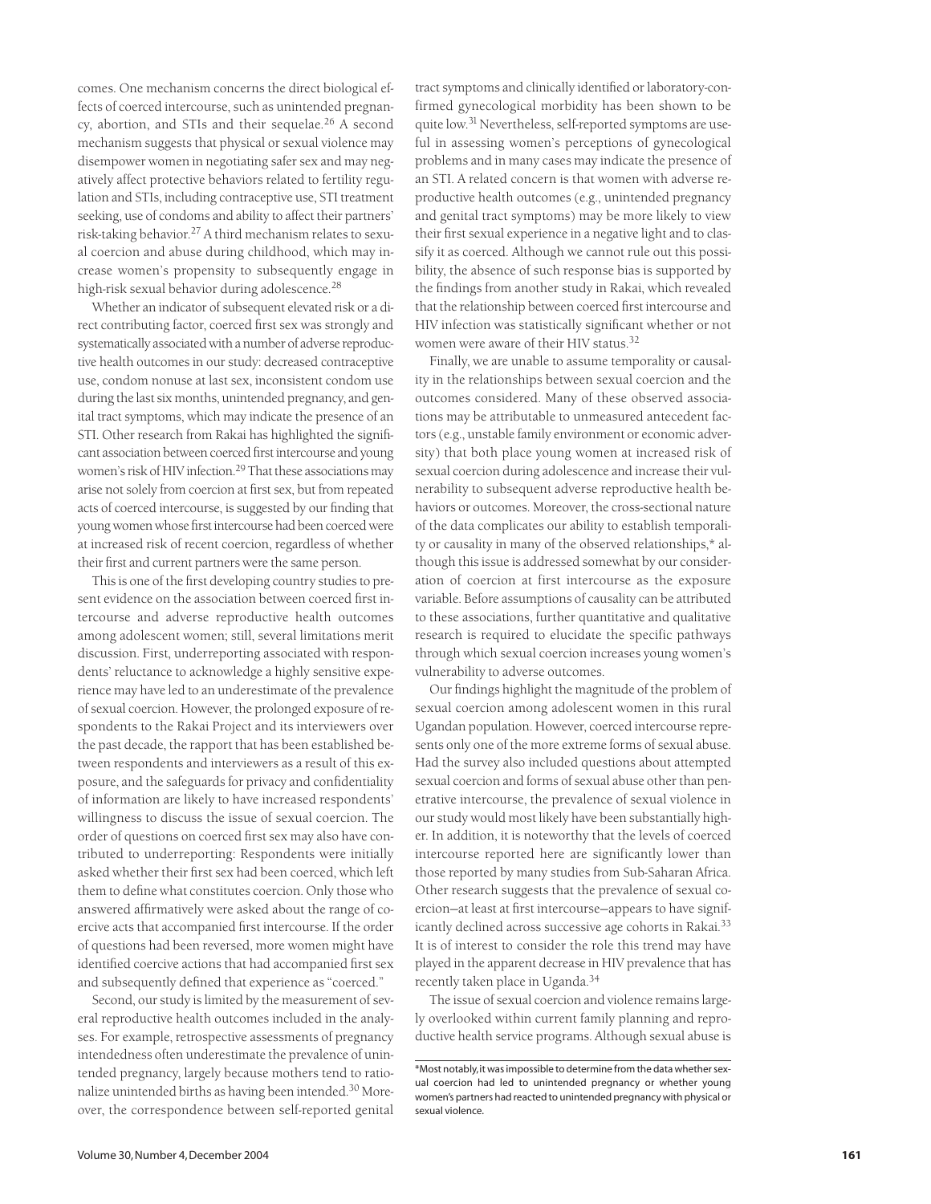comes. One mechanism concerns the direct biological effects of coerced intercourse, such as unintended pregnancy, abortion, and STIs and their sequelae.[26] A second mechanism suggests that physical or sexual violence may disempower women in negotiating safer sex and may negatively affect protective behaviors related to fertility regulation and STIs, including contraceptive use, STI treatment seeking, use of condoms and ability to affect their partners' risk-taking behavior.[27] A third mechanism relates to sexual coercion and abuse during childhood, which may increase women's propensity to subsequently engage in high-risk sexual behavior during adolescence.[28]

Whether an indicator of subsequent elevated risk or a direct contributing factor, coerced first sex was strongly and systematically associated with a number of adverse reproductive health outcomes in our study: decreased contraceptive use, condom nonuse at last sex, inconsistent condom use during the last six months, unintended pregnancy, and genital tract symptoms, which may indicate the presence of an STI. Other research from Rakai has highlighted the significant association between coerced first intercourse and young women's risk of HIV infection.[29] That these associations may arise not solely from coercion at first sex, but from repeated acts of coerced intercourse, is suggested by our finding that young women whose first intercourse had been coerced were at increased risk of recent coercion, regardless of whether their first and current partners were the same person.

This is one of the first developing country studies to present evidence on the association between coerced first intercourse and adverse reproductive health outcomes among adolescent women; still, several limitations merit discussion. First, underreporting associated with respondents' reluctance to acknowledge a highly sensitive experience may have led to an underestimate of the prevalence of sexual coercion. However, the prolonged exposure of respondents to the Rakai Project and its interviewers over the past decade, the rapport that has been established between respondents and interviewers as a result of this exposure, and the safeguards for privacy and confidentiality of information are likely to have increased respondents' willingness to discuss the issue of sexual coercion. The order of questions on coerced first sex may also have contributed to underreporting: Respondents were initially asked whether their first sex had been coerced, which left them to define what constitutes coercion. Only those who answered affirmatively were asked about the range of coercive acts that accompanied first intercourse. If the order of questions had been reversed, more women might have identified coercive actions that had accompanied first sex and subsequently defined that experience as "coerced."

Second, our study is limited by the measurement of several reproductive health outcomes included in the analyses. For example, retrospective assessments of pregnancy intendedness often underestimate the prevalence of unintended pregnancy, largely because mothers tend to rationalize unintended births as having been intended.[30] Moreover, the correspondence between self-reported genital tract symptoms and clinically identified or laboratory-confirmed gynecological morbidity has been shown to be quite low.[31] Nevertheless, self-reported symptoms are useful in assessing women's perceptions of gynecological problems and in many cases may indicate the presence of an STI. A related concern is that women with adverse reproductive health outcomes (e.g., unintended pregnancy and genital tract symptoms) may be more likely to view their first sexual experience in a negative light and to classify it as coerced. Although we cannot rule out this possibility, the absence of such response bias is supported by the findings from another study in Rakai, which revealed that the relationship between coerced first intercourse and HIV infection was statistically significant whether or not women were aware of their HIV status.[32]

Finally, we are unable to assume temporality or causality in the relationships between sexual coercion and the outcomes considered. Many of these observed associations may be attributable to unmeasured antecedent factors (e.g., unstable family environment or economic adversity) that both place young women at increased risk of sexual coercion during adolescence and increase their vulnerability to subsequent adverse reproductive health behaviors or outcomes. Moreover, the cross-sectional nature of the data complicates our ability to establish temporality or causality in many of the observed relationships,* although this issue is addressed somewhat by our consideration of coercion at first intercourse as the exposure variable. Before assumptions of causality can be attributed to these associations, further quantitative and qualitative research is required to elucidate the specific pathways through which sexual coercion increases young women's vulnerability to adverse outcomes.

Our findings highlight the magnitude of the problem of sexual coercion among adolescent women in this rural Ugandan population. However, coerced intercourse represents only one of the more extreme forms of sexual abuse. Had the survey also included questions about attempted sexual coercion and forms of sexual abuse other than penetrative intercourse, the prevalence of sexual violence in our study would most likely have been substantially higher. In addition, it is noteworthy that the levels of coerced intercourse reported here are significantly lower than those reported by many studies from Sub-Saharan Africa. Other research suggests that the prevalence of sexual coercion—at least at first intercourse—appears to have significantly declined across successive age cohorts in Rakai.[33] It is of interest to consider the role this trend may have played in the apparent decrease in HIV prevalence that has recently taken place in Uganda.[34]

The issue of sexual coercion and violence remains largely overlooked within current family planning and reproductive health service programs. Although sexual abuse is

*Most notably, it was impossible to determine from the data whether sexual coercion had led to unintended pregnancy or whether young women's partners had reacted to unintended pregnancy with physical or sexual violence.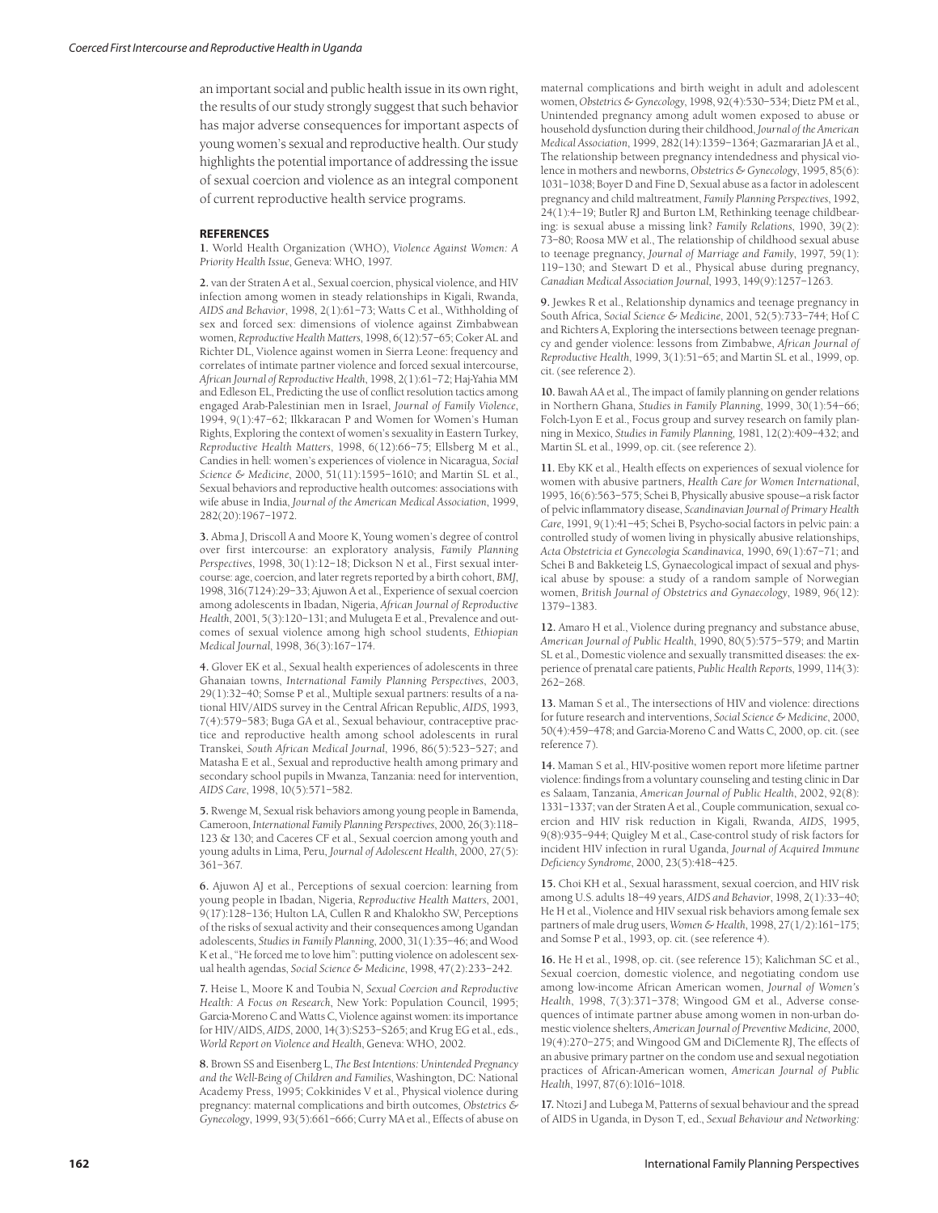an important social and public health issue in its own right, the results of our study strongly suggest that such behavior has major adverse consequences for important aspects of young women's sexual and reproductive health. Our study highlights the potential importance of addressing the issue of sexual coercion and violence as an integral component of current reproductive health service programs.

## REFERENCES

**1.** World Health Organization (WHO), *Violence Against Women: A Priority Health Issue*, Geneva: WHO, 1997.

**2.** van der Straten A et al., Sexual coercion, physical violence, and HIV infection among women in steady relationships in Kigali, Rwanda, *AIDS and Behavior*, 1998, 2(1):61–73; Watts C et al., Withholding of sex and forced sex: dimensions of violence against Zimbabwean women, *Reproductive Health Matters*, 1998, 6(12):57–65; Coker AL and Richter DL, Violence against women in Sierra Leone: frequency and correlates of intimate partner violence and forced sexual intercourse, *African Journal of Reproductive Health*, 1998, 2(1):61–72; Haj-Yahia MM and Edleson EL, Predicting the use of conflict resolution tactics among engaged Arab-Palestinian men in Israel, *Journal of Family Violence*, 1994, 9(1):47–62; Ilkkaracan P and Women for Women's Human Rights, Exploring the context of women's sexuality in Eastern Turkey, *Reproductive Health Matters*, 1998, 6(12):66–75; Ellsberg M et al., Candies in hell: women's experiences of violence in Nicaragua, *Social Science & Medicine*, 2000, 51(11):1595–1610; and Martin SL et al., Sexual behaviors and reproductive health outcomes: associations with wife abuse in India, *Journal of the American Medical Association*, 1999, 282(20):1967–1972.

**3.** Abma J, Driscoll A and Moore K, Young women's degree of control over first intercourse: an exploratory analysis, *Family Planning Perspectives*, 1998, 30(1):12–18; Dickson N et al., First sexual intercourse: age, coercion, and later regrets reported by a birth cohort, *BMJ*, 1998, 316(7124):29–33; Ajuwon A et al., Experience of sexual coercion among adolescents in Ibadan, Nigeria, *African Journal of Reproductive Health*, 2001, 5(3):120–131; and Mulugeta E et al., Prevalence and outcomes of sexual violence among high school students, *Ethiopian Medical Journal*, 1998, 36(3):167–174.

**4.** Glover EK et al., Sexual health experiences of adolescents in three Ghanaian towns, *International Family Planning Perspectives*, 2003, 29(1):32–40; Somse P et al., Multiple sexual partners: results of a national HIV/AIDS survey in the Central African Republic, *AIDS*, 1993, 7(4):579–583; Buga GA et al., Sexual behaviour, contraceptive practice and reproductive health among school adolescents in rural Transkei, *South African Medical Journal*, 1996, 86(5):523–527; and Matasha E et al., Sexual and reproductive health among primary and secondary school pupils in Mwanza, Tanzania: need for intervention, *AIDS Care*, 1998, 10(5):571–582.

**5.** Rwenge M, Sexual risk behaviors among young people in Bamenda, Cameroon, *International Family Planning Perspectives*, 2000, 26(3):118–123 & 130; and Caceres CF et al., Sexual coercion among youth and young adults in Lima, Peru, *Journal of Adolescent Health*, 2000, 27(5): 361–367.

**6.** Ajuwon AJ et al., Perceptions of sexual coercion: learning from young people in Ibadan, Nigeria, *Reproductive Health Matters*, 2001, 9(17):128–136; Hulton LA, Cullen R and Khalokho SW, Perceptions of the risks of sexual activity and their consequences among Ugandan adolescents, *Studies in Family Planning*, 2000, 31(1):35–46; and Wood K et al., "He forced me to love him": putting violence on adolescent sexual health agendas, *Social Science & Medicine*, 1998, 47(2):233–242.

**7.** Heise L, Moore K and Toubia N, *Sexual Coercion and Reproductive Health: A Focus on Research*, New York: Population Council, 1995; Garcia-Moreno C and Watts C, Violence against women: its importance for HIV/AIDS, *AIDS*, 2000, 14(3):S253–S265; and Krug EG et al., eds., *World Report on Violence and Health*, Geneva: WHO, 2002.

**8.** Brown SS and Eisenberg L, *The Best Intentions: Unintended Pregnancy and the Well-Being of Children and Families*, Washington, DC: National Academy Press, 1995; Cokkinides V et al., Physical violence during pregnancy: maternal complications and birth outcomes, *Obstetrics & Gynecology*, 1999, 93(5):661–666; Curry MA et al., Effects of abuse on maternal complications and birth weight in adult and adolescent women, *Obstetrics & Gynecology*, 1998, 92(4):530–534; Dietz PM et al., Unintended pregnancy among adult women exposed to abuse or household dysfunction during their childhood, *Journal of the American Medical Association*, 1999, 282(14):1359–1364; Gazmararian JA et al., The relationship between pregnancy intendedness and physical violence in mothers and newborns, *Obstetrics & Gynecology*, 1995, 85(6): 1031–1038; Boyer D and Fine D, Sexual abuse as a factor in adolescent pregnancy and child maltreatment, *Family Planning Perspectives*, 1992, 24(1):4–19; Butler RJ and Burton LM, Rethinking teenage childbearing: is sexual abuse a missing link? *Family Relations*, 1990, 39(2): 73–80; Roosa MW et al., The relationship of childhood sexual abuse to teenage pregnancy, *Journal of Marriage and Family*, 1997, 59(1): 119–130; and Stewart D et al., Physical abuse during pregnancy, *Canadian Medical Association Journal*, 1993, 149(9):1257–1263.

**9.** Jewkes R et al., Relationship dynamics and teenage pregnancy in South Africa, *Social Science & Medicine*, 2001, 52(5):733–744; Hof C and Richters A, Exploring the intersections between teenage pregnancy and gender violence: lessons from Zimbabwe, *African Journal of Reproductive Health*, 1999, 3(1):51–65; and Martin SL et al., 1999, op. cit. (see reference 2).

**10.** Bawah AA et al., The impact of family planning on gender relations in Northern Ghana, *Studies in Family Planning*, 1999, 30(1):54–66; Folch-Lyon E et al., Focus group and survey research on family planning in Mexico, *Studies in Family Planning*, 1981, 12(2):409–432; and Martin SL et al., 1999, op. cit. (see reference 2).

**11.** Eby KK et al., Health effects on experiences of sexual violence for women with abusive partners, *Health Care for Women International*, 1995, 16(6):563–575; Schei B, Physically abusive spouse—a risk factor of pelvic inflammatory disease, *Scandinavian Journal of Primary Health Care*, 1991, 9(1):41–45; Schei B, Psycho-social factors in pelvic pain: a controlled study of women living in physically abusive relationships, *Acta Obstetricia et Gynecologia Scandinavica*, 1990, 69(1):67–71; and Schei B and Bakketeig LS, Gynaecological impact of sexual and physical abuse by spouse: a study of a random sample of Norwegian women, *British Journal of Obstetrics and Gynaecology*, 1989, 96(12): 1379–1383.

**12.** Amaro H et al., Violence during pregnancy and substance abuse, *American Journal of Public Health*, 1990, 80(5):575–579; and Martin SL et al., Domestic violence and sexually transmitted diseases: the experience of prenatal care patients, *Public Health Reports*, 1999, 114(3): 262–268.

**13.** Maman S et al., The intersections of HIV and violence: directions for future research and interventions, *Social Science & Medicine*, 2000, 50(4):459–478; and Garcia-Moreno C and Watts C, 2000, op. cit. (see reference 7).

**14.** Maman S et al., HIV-positive women report more lifetime partner violence: findings from a voluntary counseling and testing clinic in Dar es Salaam, Tanzania, *American Journal of Public Health*, 2002, 92(8): 1331–1337; van der Straten A et al., Couple communication, sexual coercion and HIV risk reduction in Kigali, Rwanda, *AIDS*, 1995, 9(8):935–944; Quigley M et al., Case-control study of risk factors for incident HIV infection in rural Uganda, *Journal of Acquired Immune Deficiency Syndrome*, 2000, 23(5):418–425.

**15.** Choi KH et al., Sexual harassment, sexual coercion, and HIV risk among U.S. adults 18–49 years, *AIDS and Behavior*, 1998, 2(1):33–40; He H et al., Violence and HIV sexual risk behaviors among female sex partners of male drug users, *Women & Health*, 1998, 27(1/2):161–175; and Somse P et al., 1993, op. cit. (see reference 4).

**16.** He H et al., 1998, op. cit. (see reference 15); Kalichman SC et al., Sexual coercion, domestic violence, and negotiating condom use among low-income African American women, *Journal of Women's Health*, 1998, 7(3):371–378; Wingood GM et al., Adverse consequences of intimate partner abuse among women in non-urban domestic violence shelters, *American Journal of Preventive Medicine*, 2000, 19(4):270–275; and Wingood GM and DiClemente RJ, The effects of an abusive primary partner on the condom use and sexual negotiation practices of African-American women, *American Journal of Public Health*, 1997, 87(6):1016–1018.

**17.** Ntozi J and Lubega M, Patterns of sexual behaviour and the spread of AIDS in Uganda, in Dyson T, ed., *Sexual Behaviour and Networking:*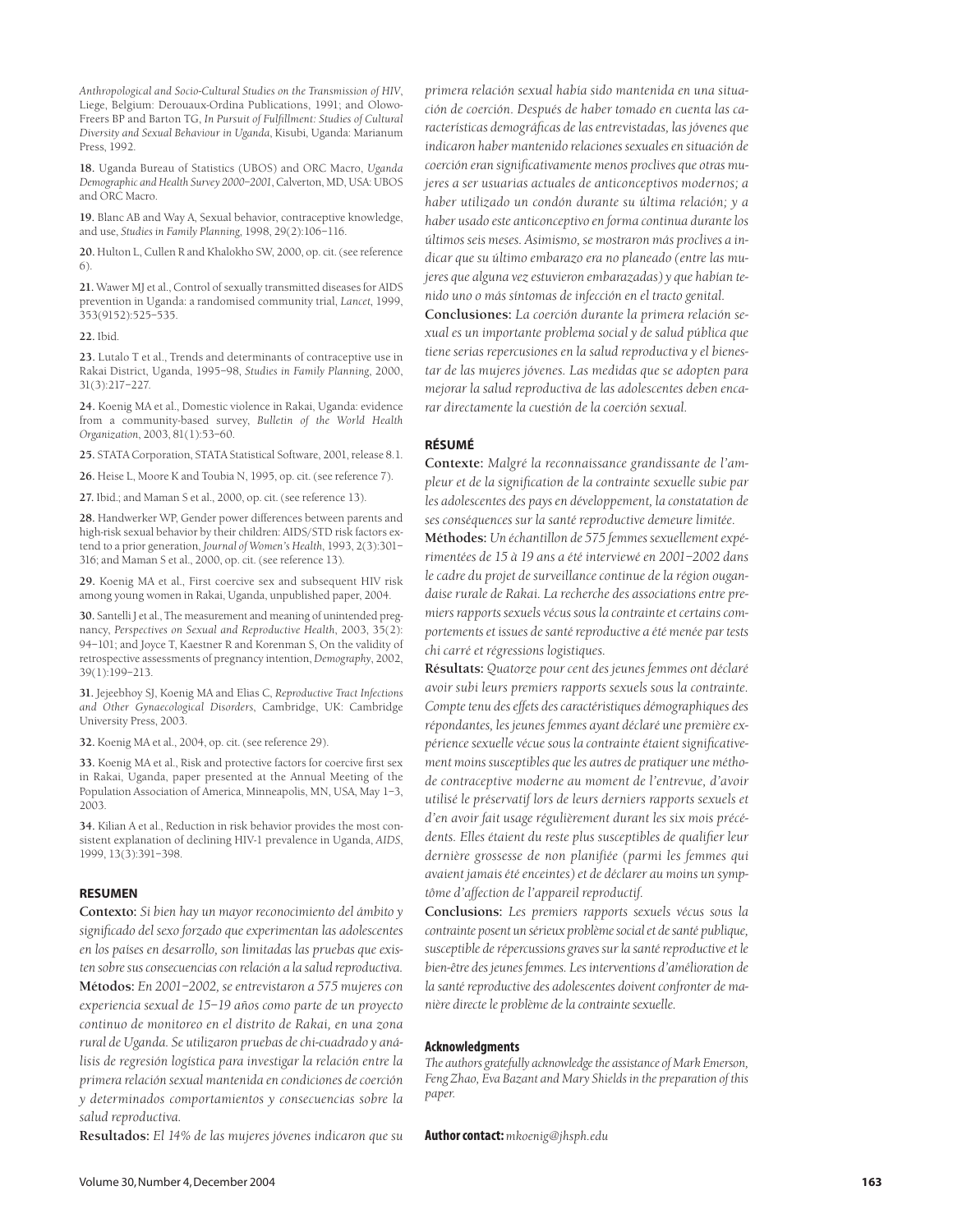*Anthropological and Socio-Cultural Studies on the Transmission of HIV*, Liege, Belgium: Derouaux-Ordina Publications, 1991; and Olowo-Freers BP and Barton TG, *In Pursuit of Fulfillment: Studies of Cultural Diversity and Sexual Behaviour in Uganda*, Kisubi, Uganda: Marianum Press, 1992.

**18.** Uganda Bureau of Statistics (UBOS) and ORC Macro, *Uganda Demographic and Health Survey 2000–2001*, Calverton, MD, USA: UBOS and ORC Macro.

**19.** Blanc AB and Way A, Sexual behavior, contraceptive knowledge, and use, *Studies in Family Planning*, 1998, 29(2):106–116.

**20.** Hulton L, Cullen R and Khalokho SW, 2000, op. cit. (see reference 6).

**21.** Wawer MJ et al., Control of sexually transmitted diseases for AIDS prevention in Uganda: a randomised community trial, *Lancet*, 1999, 353(9152):525–535.

**22.** Ibid.

**23.** Lutalo T et al., Trends and determinants of contraceptive use in Rakai District, Uganda, 1995–98, *Studies in Family Planning*, 2000, 31(3):217–227.

**24.** Koenig MA et al., Domestic violence in Rakai, Uganda: evidence from a community-based survey, *Bulletin of the World Health Organization*, 2003, 81(1):53–60.

**25.** STATA Corporation, STATA Statistical Software, 2001, release 8.1.

**26.** Heise L, Moore K and Toubia N, 1995, op. cit. (see reference 7).

**27.** Ibid.; and Maman S et al., 2000, op. cit. (see reference 13).

**28.** Handwerker WP, Gender power differences between parents and high-risk sexual behavior by their children: AIDS/STD risk factors extend to a prior generation, *Journal of Women's Health*, 1993, 2(3):301–316; and Maman S et al., 2000, op. cit. (see reference 13).

**29.** Koenig MA et al., First coercive sex and subsequent HIV risk among young women in Rakai, Uganda, unpublished paper, 2004.

**30.** Santelli J et al., The measurement and meaning of unintended pregnancy, *Perspectives on Sexual and Reproductive Health*, 2003, 35(2): 94–101; and Joyce T, Kaestner R and Korenman S, On the validity of retrospective assessments of pregnancy intention, *Demography*, 2002, 39(1):199–213.

**31.** Jejeebhoy SJ, Koenig MA and Elias C, *Reproductive Tract Infections and Other Gynaecological Disorders*, Cambridge, UK: Cambridge University Press, 2003.

**32.** Koenig MA et al., 2004, op. cit. (see reference 29).

**33.** Koenig MA et al., Risk and protective factors for coercive first sex in Rakai, Uganda, paper presented at the Annual Meeting of the Population Association of America, Minneapolis, MN, USA, May 1–3, 2003.

**34.** Kilian A et al., Reduction in risk behavior provides the most consistent explanation of declining HIV-1 prevalence in Uganda, *AIDS*, 1999, 13(3):391–398.

## RESUMEN

**Contexto:** *Si bien hay un mayor reconocimiento del ámbito y significado del sexo forzado que experimentan las adolescentes en los países en desarrollo, son limitadas las pruebas que existen sobre sus consecuencias con relación a la salud reproductiva.*

**Métodos:** *En 2001–2002, se entrevistaron a 575 mujeres con experiencia sexual de 15–19 años como parte de un proyecto continuo de monitoreo en el distrito de Rakai, en una zona rural de Uganda. Se utilizaron pruebas de chi-cuadrado y análisis de regresión logística para investigar la relación entre la primera relación sexual mantenida en condiciones de coerción y determinados comportamientos y consecuencias sobre la salud reproductiva.*

**Resultados:** *El 14% de las mujeres jóvenes indicaron que su primera relación sexual había sido mantenida en una situación de coerción. Después de haber tomado en cuenta las características demográficas de las entrevistadas, las jóvenes que indicaron haber mantenido relaciones sexuales en situación de coerción eran significativamente menos proclives que otras mujeres a ser usuarias actuales de anticonceptivos modernos; a haber utilizado un condón durante su última relación; y a haber usado este anticonceptivo en forma continua durante los últimos seis meses. Asimismo, se mostraron más proclives a indicar que su último embarazo era no planeado (entre las mujeres que alguna vez estuvieron embarazadas) y que habían tenido uno o más síntomas de infección en el tracto genital.*

**Conclusiones:** *La coerción durante la primera relación sexual es un importante problema social y de salud pública que tiene serias repercusiones en la salud reproductiva y el bienestar de las mujeres jóvenes. Las medidas que se adopten para mejorar la salud reproductiva de las adolescentes deben encarar directamente la cuestión de la coerción sexual.*

## RÉSUMÉ

**Contexte:** *Malgré la reconnaissance grandissante de l'ampleur et de la signification de la contrainte sexuelle subie par les adolescentes des pays en développement, la constatation de ses conséquences sur la santé reproductive demeure limitée.*

**Méthodes:** *Un échantillon de 575 femmes sexuellement expérimentées de 15 à 19 ans a été interviewé en 2001–2002 dans le cadre du projet de surveillance continue de la région ougandaise rurale de Rakai. La recherche des associations entre premiers rapports sexuels vécus sous la contrainte et certains comportements et issues de santé reproductive a été menée par tests chi carré et régressions logistiques.*

**Résultats:** *Quatorze pour cent des jeunes femmes ont déclaré avoir subi leurs premiers rapports sexuels sous la contrainte. Compte tenu des effets des caractéristiques démographiques des répondantes, les jeunes femmes ayant déclaré une première expérience sexuelle vécue sous la contrainte étaient significativement moins susceptibles que les autres de pratiquer une méthode contraceptive moderne au moment de l'entrevue, d'avoir utilisé le préservatif lors de leurs derniers rapports sexuels et d'en avoir fait usage régulièrement durant les six mois précédents. Elles étaient du reste plus susceptibles de qualifier leur dernière grossesse de non planifiée (parmi les femmes qui avaient jamais été enceintes) et de déclarer au moins un symptôme d'affection de l'appareil reproductif.*

**Conclusions:** *Les premiers rapports sexuels vécus sous la contrainte posent un sérieux problème social et de santé publique, susceptible de répercussions graves sur la santé reproductive et le bien-être des jeunes femmes. Les interventions d'amélioration de la santé reproductive des adolescentes doivent confronter de manière directe le problème de la contrainte sexuelle.*

### Acknowledgments

*The authors gratefully acknowledge the assistance of Mark Emerson, Feng Zhao, Eva Bazant and Mary Shields in the preparation of this paper.*

**Author contact:** *mkoenig@jhsph.edu*